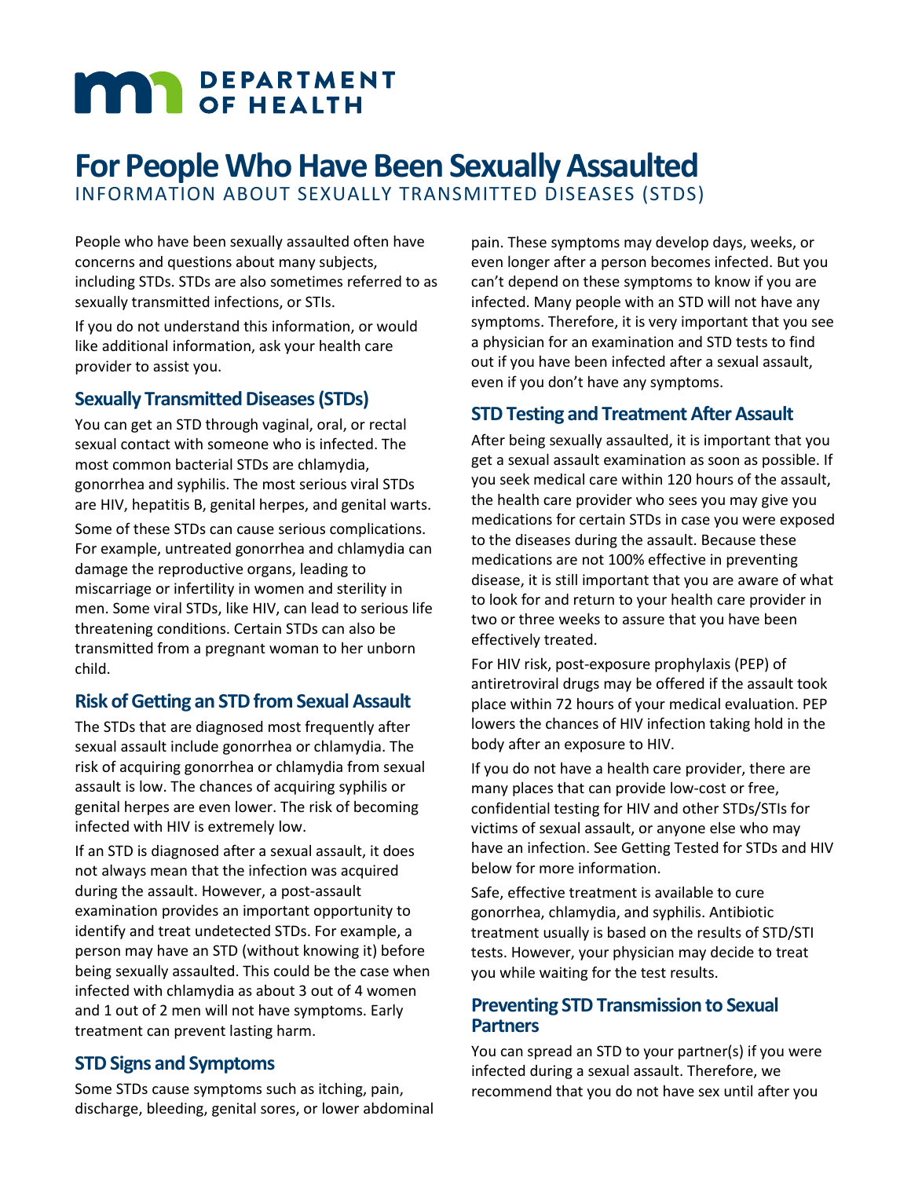# For People Who Have Been Sexually Assaulted

INFORMATION ABOUT SEXUALLY TRANSMITTED DISEASES (STDS)

People who have been sexually assaulted often have concerns and questions about many subjects, including STDs. STDs are also sometimes referred to as sexually transmitted infections, or STIs.

If you do not understand this information, or would like additional information, ask your health care provider to assist you.

## Sexually Transmitted Diseases (STDs)

You can get an STD through vaginal, oral, or rectal sexual contact with someone who is infected. The most common bacterial STDs are chlamydia, gonorrhea and syphilis. The most serious viral STDs are HIV, hepatitis B, genital herpes, and genital warts.

Some of these STDs can cause serious complications. For example, untreated gonorrhea and chlamydia can damage the reproductive organs, leading to miscarriage or infertility in women and sterility in men. Some viral STDs, like HIV, can lead to serious life threatening conditions. Certain STDs can also be transmitted from a pregnant woman to her unborn child.

## Risk of Getting an STD from Sexual Assault

The STDs that are diagnosed most frequently after sexual assault include gonorrhea or chlamydia. The risk of acquiring gonorrhea or chlamydia from sexual assault is low. The chances of acquiring syphilis or genital herpes are even lower. The risk of becoming infected with HIV is extremely low.

If an STD is diagnosed after a sexual assault, it does not always mean that the infection was acquired during the assault. However, a post-assault examination provides an important opportunity to identify and treat undetected STDs. For example, a person may have an STD (without knowing it) before being sexually assaulted. This could be the case when infected with chlamydia as about 3 out of 4 women and 1 out of 2 men will not have symptoms. Early treatment can prevent lasting harm.

## STD Signs and Symptoms

Some STDs cause symptoms such as itching, pain, discharge, bleeding, genital sores, or lower abdominal pain. These symptoms may develop days, weeks, or even longer after a person becomes infected. But you can't depend on these symptoms to know if you are infected. Many people with an STD will not have any symptoms. Therefore, it is very important that you see a physician for an examination and STD tests to find out if you have been infected after a sexual assault, even if you don't have any symptoms.

## STD Testing and Treatment After Assault

After being sexually assaulted, it is important that you get a sexual assault examination as soon as possible. If you seek medical care within 120 hours of the assault, the health care provider who sees you may give you medications for certain STDs in case you were exposed to the diseases during the assault. Because these medications are not 100% effective in preventing disease, it is still important that you are aware of what to look for and return to your health care provider in two or three weeks to assure that you have been effectively treated.

For HIV risk, post-exposure prophylaxis (PEP) of antiretroviral drugs may be offered if the assault took place within 72 hours of your medical evaluation. PEP lowers the chances of HIV infection taking hold in the body after an exposure to HIV.

If you do not have a health care provider, there are many places that can provide low-cost or free, confidential testing for HIV and other STDs/STIs for victims of sexual assault, or anyone else who may have an infection. See Getting Tested for STDs and HIV below for more information.

Safe, effective treatment is available to cure gonorrhea, chlamydia, and syphilis. Antibiotic treatment usually is based on the results of STD/STI tests. However, your physician may decide to treat you while waiting for the test results.

## Preventing STD Transmission to Sexual Partners

You can spread an STD to your partner(s) if you were infected during a sexual assault. Therefore, we recommend that you do not have sex until after you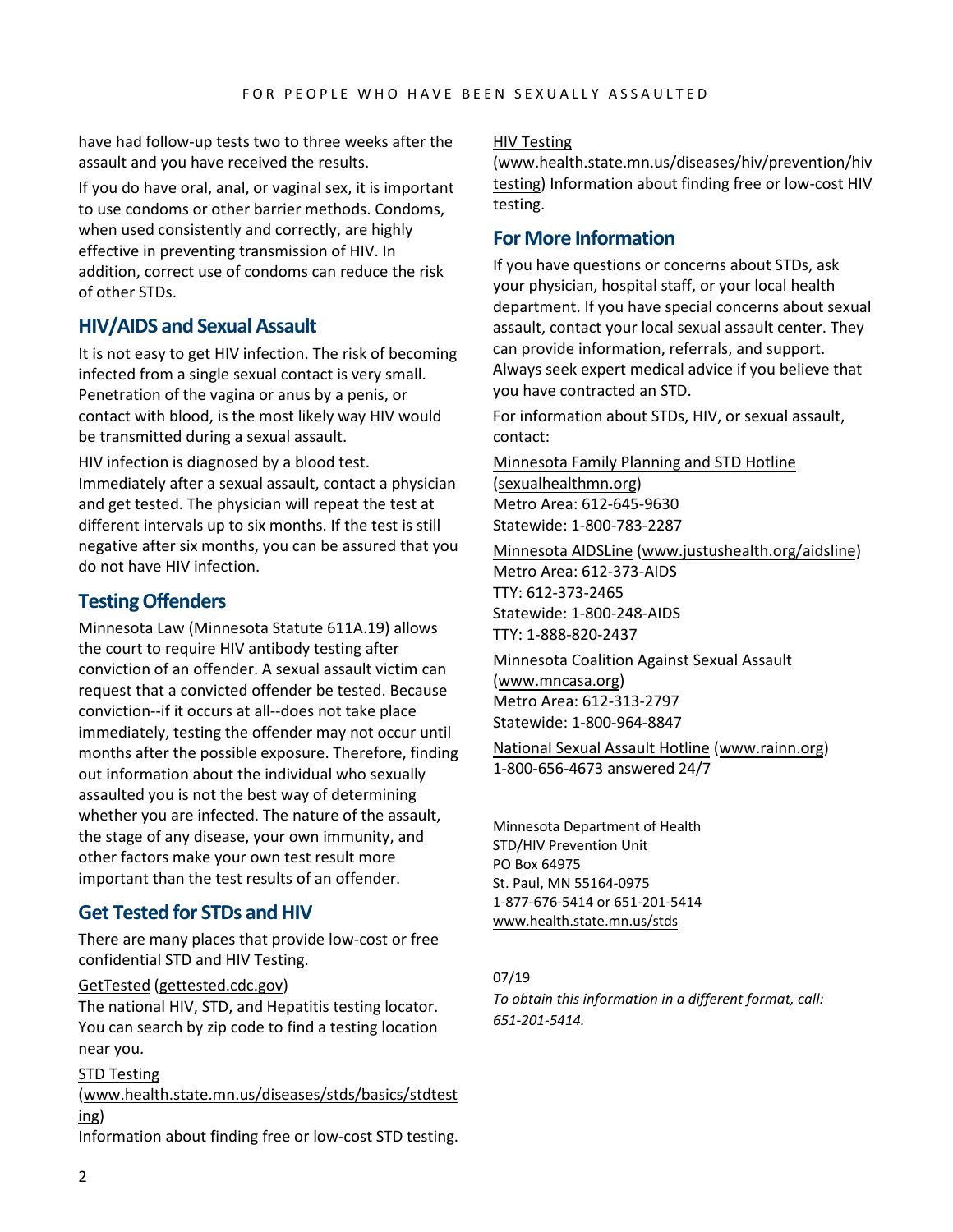have had follow-up tests two to three weeks after the assault and you have received the results.

If you do have oral, anal, or vaginal sex, it is important to use condoms or other barrier methods. Condoms, when used consistently and correctly, are highly effective in preventing transmission of HIV. In addition, correct use of condoms can reduce the risk of other STDs.

## HIV/AIDS and Sexual Assault

It is not easy to get HIV infection. The risk of becoming infected from a single sexual contact is very small. Penetration of the vagina or anus by a penis, or contact with blood, is the most likely way HIV would be transmitted during a sexual assault.

HIV infection is diagnosed by a blood test. Immediately after a sexual assault, contact a physician and get tested. The physician will repeat the test at different intervals up to six months. If the test is still negative after six months, you can be assured that you do not have HIV infection.

## Testing Offenders

Minnesota Law (Minnesota Statute 611A.19) allows the court to require HIV antibody testing after conviction of an offender. A sexual assault victim can request that a convicted offender be tested. Because conviction--if it occurs at all--does not take place immediately, testing the offender may not occur until months after the possible exposure. Therefore, finding out information about the individual who sexually assaulted you is not the best way of determining whether you are infected. The nature of the assault, the stage of any disease, your own immunity, and other factors make your own test result more important than the test results of an offender.

## Get Tested for STDs and HIV

There are many places that provide low-cost or free confidential STD and HIV Testing.

GetTested (gettested.cdc.gov)
The national HIV, STD, and Hepatitis testing locator. You can search by zip code to find a testing location near you.

STD Testing (www.health.state.mn.us/diseases/stds/basics/stdtesting)
Information about finding free or low-cost STD testing.

HIV Testing (www.health.state.mn.us/diseases/hiv/prevention/hivtesting) Information about finding free or low-cost HIV testing.

## For More Information

If you have questions or concerns about STDs, ask your physician, hospital staff, or your local health department. If you have special concerns about sexual assault, contact your local sexual assault center. They can provide information, referrals, and support. Always seek expert medical advice if you believe that you have contracted an STD.

For information about STDs, HIV, or sexual assault, contact:

Minnesota Family Planning and STD Hotline (sexualhealthmn.org)
Metro Area: 612-645-9630
Statewide: 1-800-783-2287

Minnesota AIDSLine (www.justushealth.org/aidsline)
Metro Area: 612-373-AIDS
TTY: 612-373-2465
Statewide: 1-800-248-AIDS
TTY: 1-888-820-2437

Minnesota Coalition Against Sexual Assault (www.mncasa.org)
Metro Area: 612-313-2797
Statewide: 1-800-964-8847

National Sexual Assault Hotline (www.rainn.org)
1-800-656-4673 answered 24/7

Minnesota Department of Health
STD/HIV Prevention Unit
PO Box 64975
St. Paul, MN 55164-0975
1-877-676-5414 or 651-201-5414
www.health.state.mn.us/stds

07/19

*To obtain this information in a different format, call: 651-201-5414.*